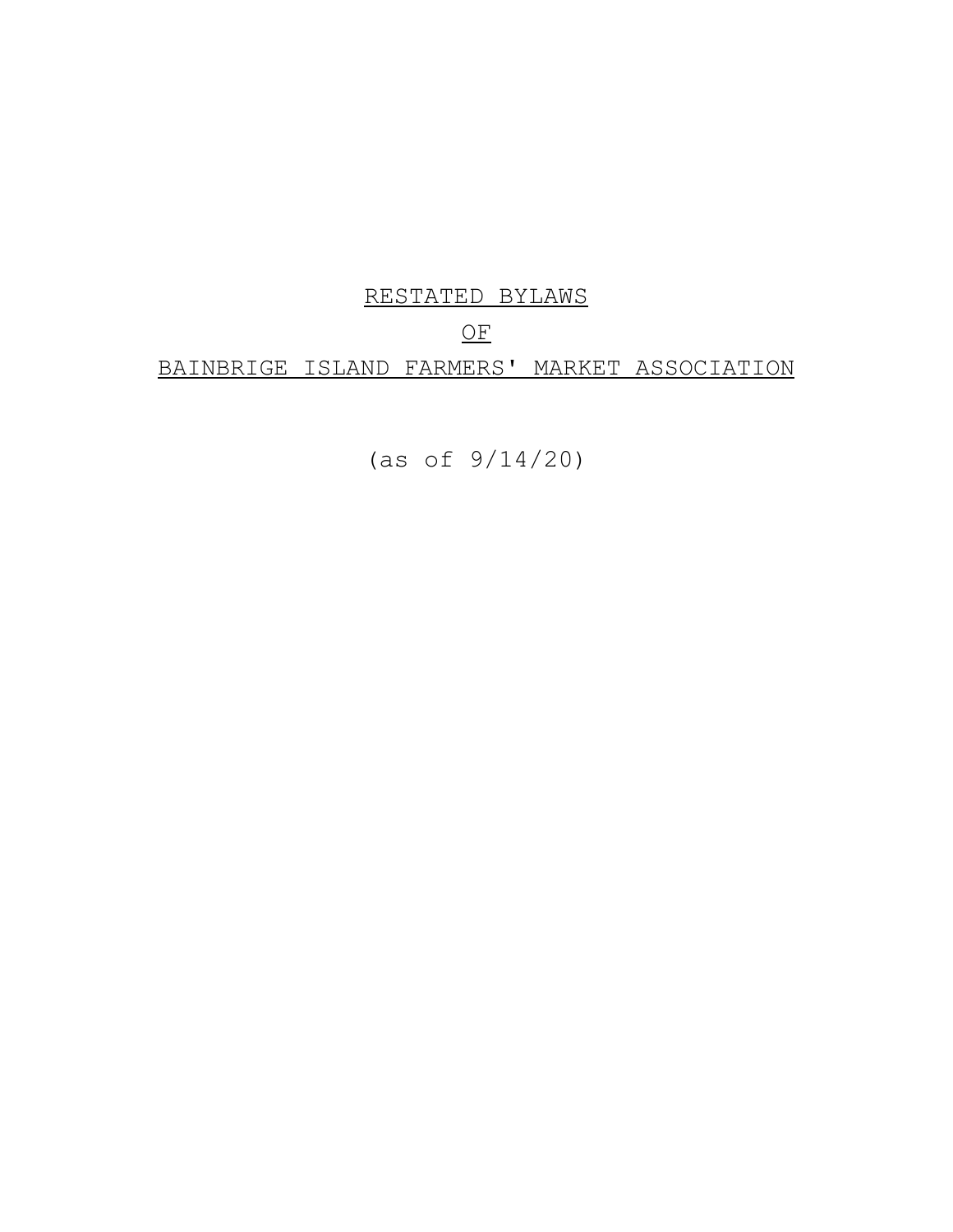# RESTATED BYLAWS

# OF

# BAINBRIGE ISLAND FARMERS' MARKET ASSOCIATION

(as of 9/14/20)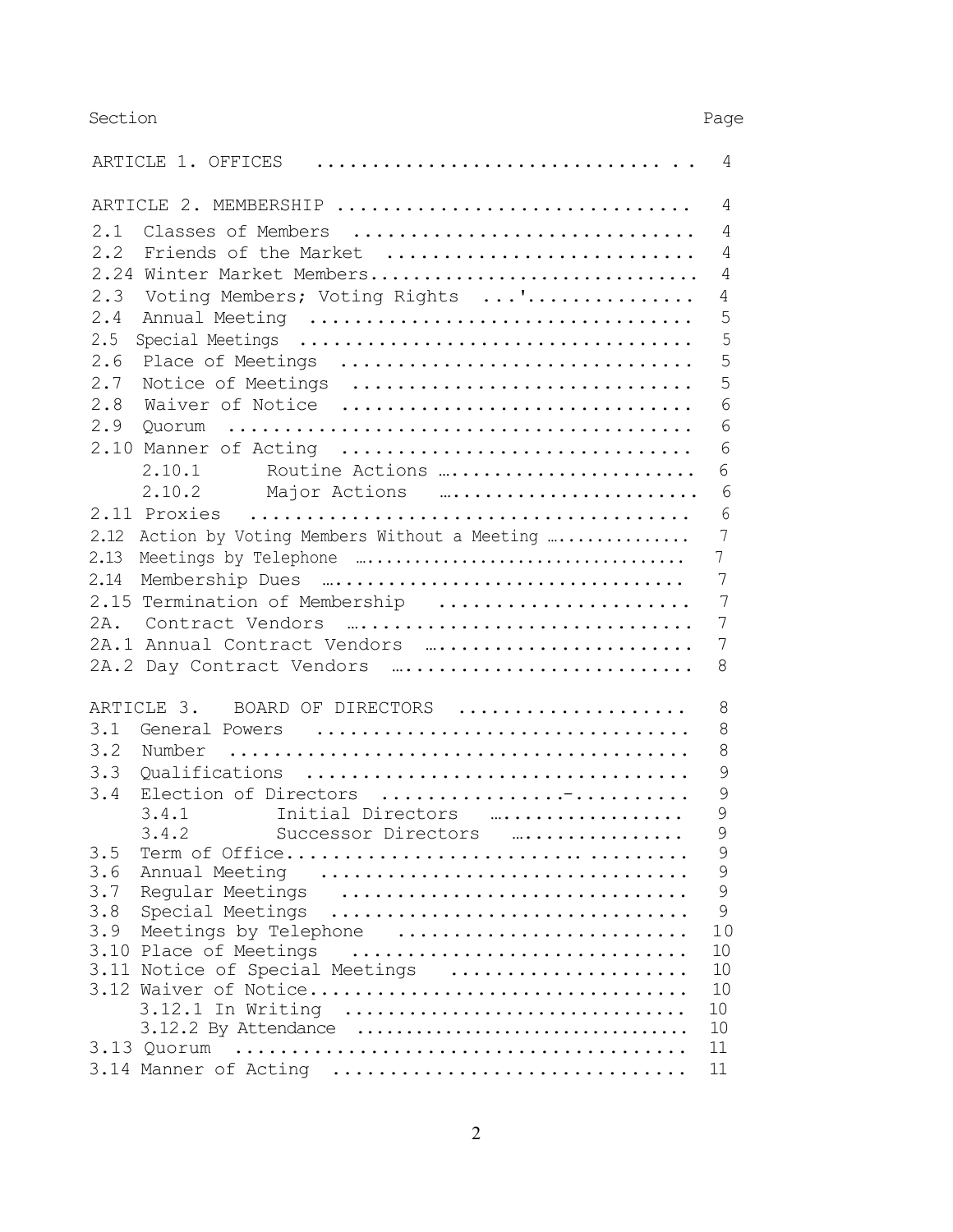| Section | Page |
|---|---|
| ARTICLE 1. OFFICES | 4 |
| ARTICLE 2. MEMBERSHIP | 4 |
| 2.1 Classes of Members | 4 |
| 2.2 Friends of the Market | 4 |
| 2.24 Winter Market Members | 4 |
| 2.3 Voting Members; Voting Rights | 4 |
| 2.4 Annual Meeting | 5 |
| 2.5 Special Meetings | 5 |
| 2.6 Place of Meetings | 5 |
| 2.7 Notice of Meetings | 5 |
| 2.8 Waiver of Notice | 6 |
| 2.9 Quorum | 6 |
| 2.10 Manner of Acting | 6 |
| 2.10.1 Routine Actions | 6 |
| 2.10.2 Major Actions | 6 |
| 2.11 Proxies | 6 |
| 2.12 Action by Voting Members Without a Meeting | 7 |
| 2.13 Meetings by Telephone | 7 |
| 2.14 Membership Dues | 7 |
| 2.15 Termination of Membership | 7 |
| 2A. Contract Vendors | 7 |
| 2A.1 Annual Contract Vendors | 7 |
| 2A.2 Day Contract Vendors | 8 |
| ARTICLE 3. BOARD OF DIRECTORS | 8 |
| 3.1 General Powers | 8 |
| 3.2 Number | 8 |
| 3.3 Qualifications | 9 |
| 3.4 Election of Directors | 9 |
| 3.4.1 Initial Directors | 9 |
| 3.4.2 Successor Directors | 9 |
| 3.5 Term of Office | 9 |
| 3.6 Annual Meeting | 9 |
| 3.7 Regular Meetings | 9 |
| 3.8 Special Meetings | 9 |
| 3.9 Meetings by Telephone | 10 |
| 3.10 Place of Meetings | 10 |
| 3.11 Notice of Special Meetings | 10 |
| 3.12 Waiver of Notice | 10 |
| 3.12.1 In Writing | 10 |
| 3.12.2 By Attendance | 10 |
| 3.13 Quorum | 11 |
| 3.14 Manner of Acting | 11 |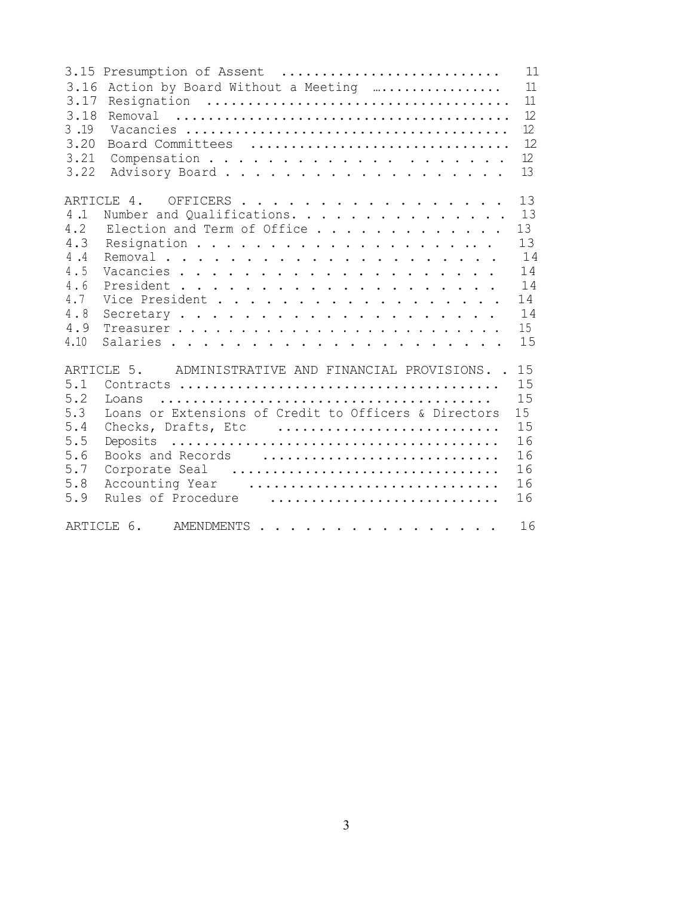| | | |
|---|---|---|
| 3.15 | Presumption of Assent | 11 |
| 3.16 | Action by Board Without a Meeting | 11 |
| 3.17 | Resignation | 11 |
| 3.18 | Removal | 12 |
| 3.19 | Vacancies | 12 |
| 3.20 | Board Committees | 12 |
| 3.21 | Compensation | 12 |
| 3.22 | Advisory Board | 13 |
| **ARTICLE 4.** | **OFFICERS** | 13 |
| 4.1 | Number and Qualifications | 13 |
| 4.2 | Election and Term of Office | 13 |
| 4.3 | Resignation | 13 |
| 4.4 | Removal | 14 |
| 4.5 | Vacancies | 14 |
| 4.6 | President | 14 |
| 4.7 | Vice President | 14 |
| 4.8 | Secretary | 14 |
| 4.9 | Treasurer | 15 |
| 4.10 | Salaries | 15 |
| **ARTICLE 5.** | **ADMINISTRATIVE AND FINANCIAL PROVISIONS** | 15 |
| 5.1 | Contracts | 15 |
| 5.2 | Loans | 15 |
| 5.3 | Loans or Extensions of Credit to Officers & Directors | 15 |
| 5.4 | Checks, Drafts, Etc | 15 |
| 5.5 | Deposits | 16 |
| 5.6 | Books and Records | 16 |
| 5.7 | Corporate Seal | 16 |
| 5.8 | Accounting Year | 16 |
| 5.9 | Rules of Procedure | 16 |
| **ARTICLE 6.** | **AMENDMENTS** | 16 |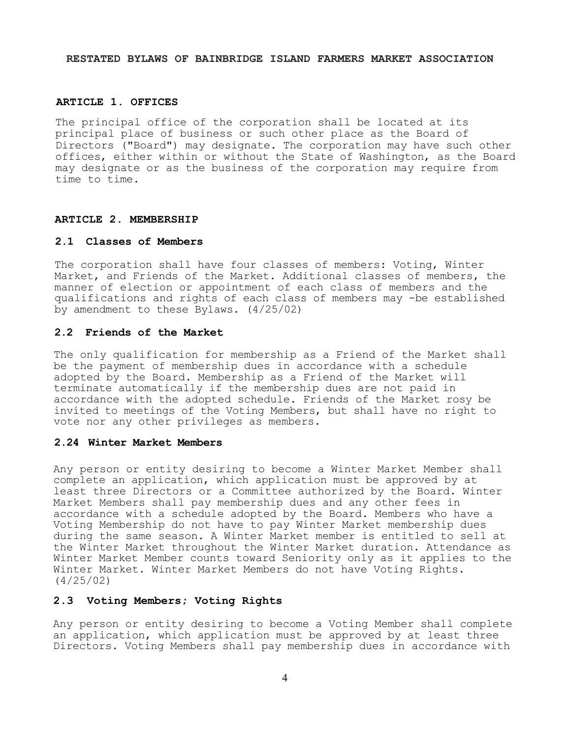**RESTATED BYLAWS OF BAINBRIDGE ISLAND FARMERS MARKET ASSOCIATION**

## ARTICLE 1. OFFICES

The principal office of the corporation shall be located at its principal place of business or such other place as the Board of Directors ("Board") may designate. The corporation may have such other offices, either within or without the State of Washington, as the Board may designate or as the business of the corporation may require from time to time.

## ARTICLE 2. MEMBERSHIP

### 2.1 Classes of Members

The corporation shall have four classes of members: Voting, Winter Market, and Friends of the Market. Additional classes of members, the manner of election or appointment of each class of members and the qualifications and rights of each class of members may -be established by amendment to these Bylaws. (4/25/02)

### 2.2 Friends of the Market

The only qualification for membership as a Friend of the Market shall be the payment of membership dues in accordance with a schedule adopted by the Board. Membership as a Friend of the Market will terminate automatically if the membership dues are not paid in accordance with the adopted schedule. Friends of the Market rosy be invited to meetings of the Voting Members, but shall have no right to vote nor any other privileges as members.

### 2.24 Winter Market Members

Any person or entity desiring to become a Winter Market Member shall complete an application, which application must be approved by at least three Directors or a Committee authorized by the Board. Winter Market Members shall pay membership dues and any other fees in accordance with a schedule adopted by the Board. Members who have a Voting Membership do not have to pay Winter Market membership dues during the same season. A Winter Market member is entitled to sell at the Winter Market throughout the Winter Market duration. Attendance as Winter Market Member counts toward Seniority only as it applies to the Winter Market. Winter Market Members do not have Voting Rights. (4/25/02)

### 2.3 Voting Members; Voting Rights

Any person or entity desiring to become a Voting Member shall complete an application, which application must be approved by at least three Directors. Voting Members shall pay membership dues in accordance with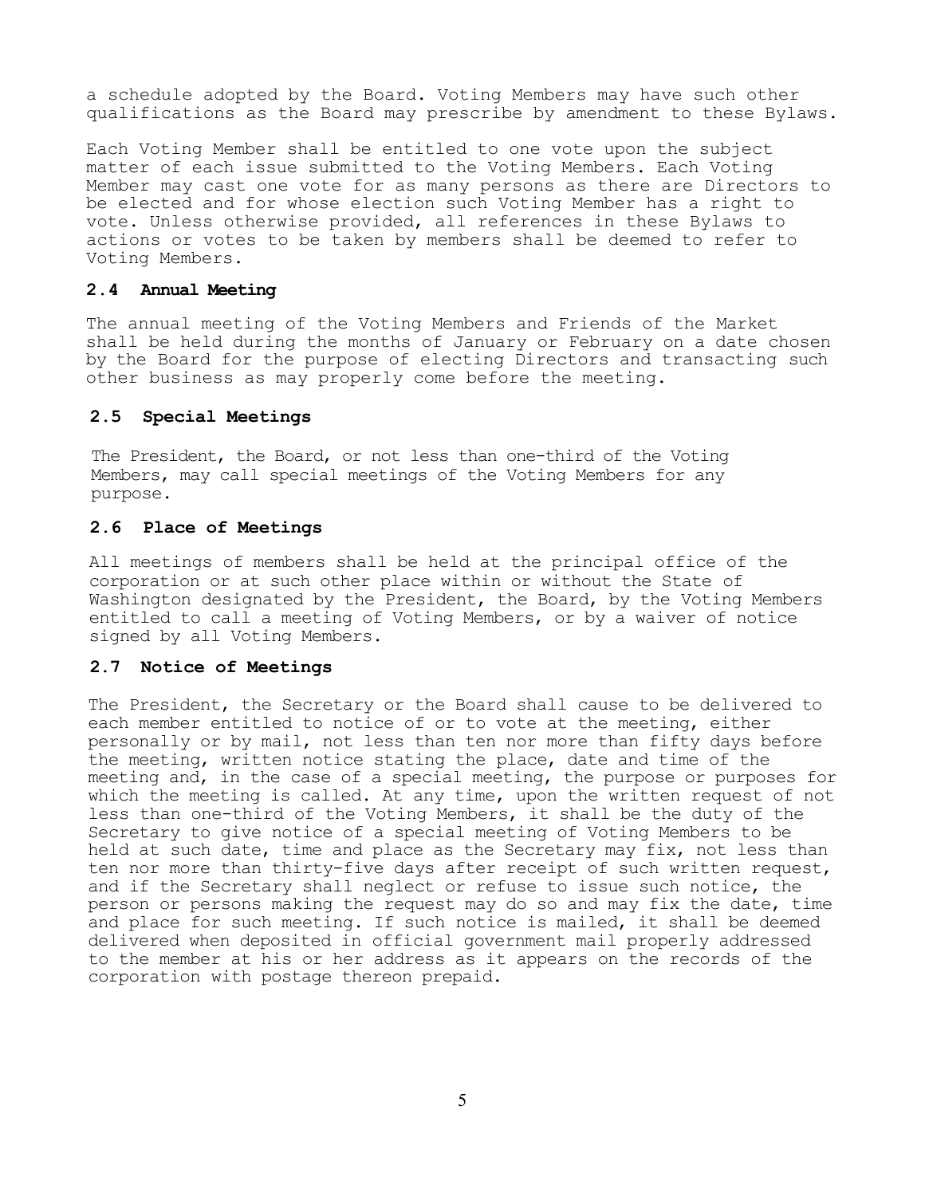a schedule adopted by the Board. Voting Members may have such other qualifications as the Board may prescribe by amendment to these Bylaws.

Each Voting Member shall be entitled to one vote upon the subject matter of each issue submitted to the Voting Members. Each Voting Member may cast one vote for as many persons as there are Directors to be elected and for whose election such Voting Member has a right to vote. Unless otherwise provided, all references in these Bylaws to actions or votes to be taken by members shall be deemed to refer to Voting Members.

### 2.4 Annual Meeting

The annual meeting of the Voting Members and Friends of the Market shall be held during the months of January or February on a date chosen by the Board for the purpose of electing Directors and transacting such other business as may properly come before the meeting.

### 2.5 Special Meetings

The President, the Board, or not less than one-third of the Voting Members, may call special meetings of the Voting Members for any purpose.

### 2.6 Place of Meetings

All meetings of members shall be held at the principal office of the corporation or at such other place within or without the State of Washington designated by the President, the Board, by the Voting Members entitled to call a meeting of Voting Members, or by a waiver of notice signed by all Voting Members.

### 2.7 Notice of Meetings

The President, the Secretary or the Board shall cause to be delivered to each member entitled to notice of or to vote at the meeting, either personally or by mail, not less than ten nor more than fifty days before the meeting, written notice stating the place, date and time of the meeting and, in the case of a special meeting, the purpose or purposes for which the meeting is called. At any time, upon the written request of not less than one-third of the Voting Members, it shall be the duty of the Secretary to give notice of a special meeting of Voting Members to be held at such date, time and place as the Secretary may fix, not less than ten nor more than thirty-five days after receipt of such written request, and if the Secretary shall neglect or refuse to issue such notice, the person or persons making the request may do so and may fix the date, time and place for such meeting. If such notice is mailed, it shall be deemed delivered when deposited in official government mail properly addressed to the member at his or her address as it appears on the records of the corporation with postage thereon prepaid.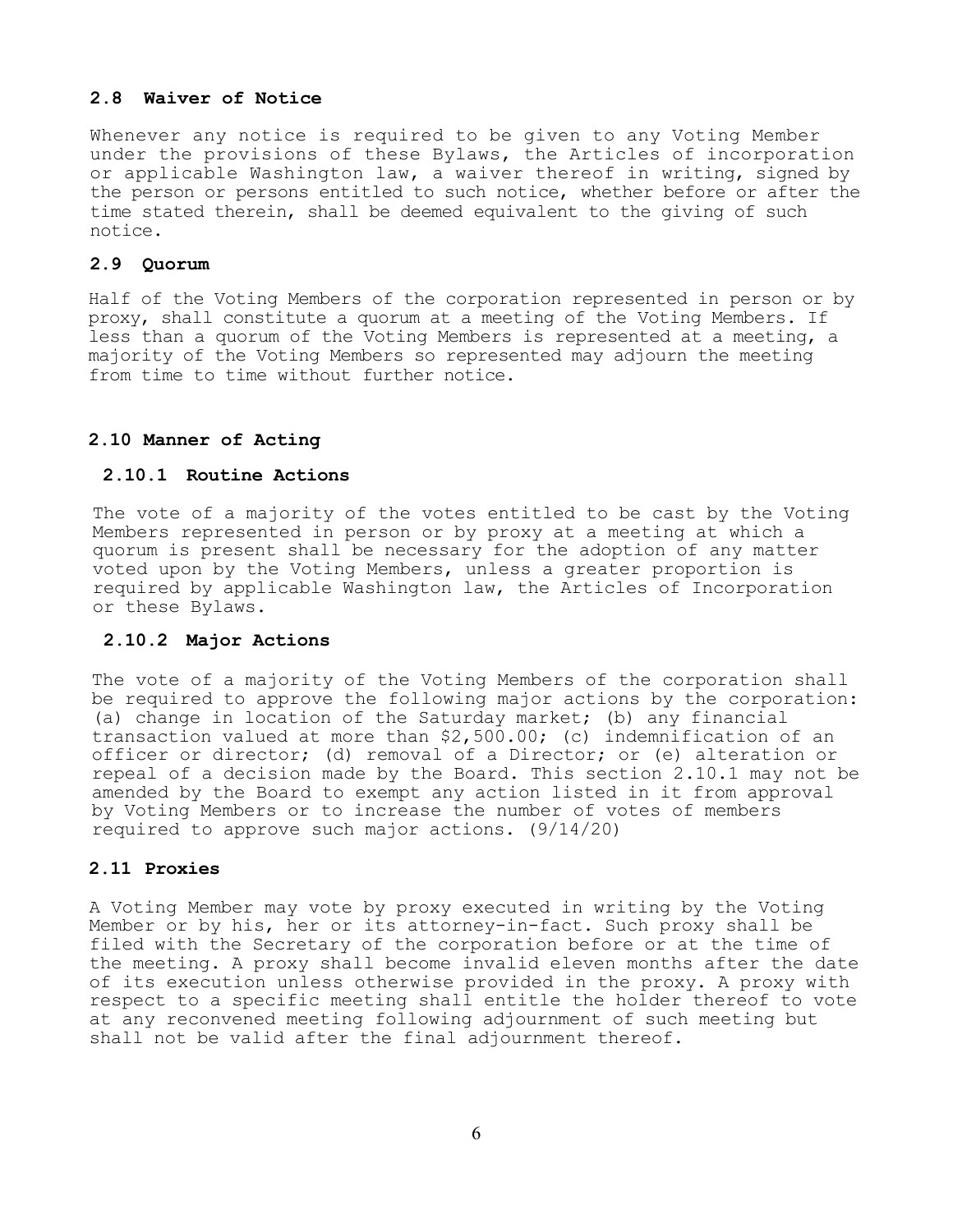### 2.8 Waiver of Notice

Whenever any notice is required to be given to any Voting Member under the provisions of these Bylaws, the Articles of incorporation or applicable Washington law, a waiver thereof in writing, signed by the person or persons entitled to such notice, whether before or after the time stated therein, shall be deemed equivalent to the giving of such notice.

### 2.9 Quorum

Half of the Voting Members of the corporation represented in person or by proxy, shall constitute a quorum at a meeting of the Voting Members. If less than a quorum of the Voting Members is represented at a meeting, a majority of the Voting Members so represented may adjourn the meeting from time to time without further notice.

### 2.10 Manner of Acting

#### 2.10.1 Routine Actions

The vote of a majority of the votes entitled to be cast by the Voting Members represented in person or by proxy at a meeting at which a quorum is present shall be necessary for the adoption of any matter voted upon by the Voting Members, unless a greater proportion is required by applicable Washington law, the Articles of Incorporation or these Bylaws.

#### 2.10.2 Major Actions

The vote of a majority of the Voting Members of the corporation shall be required to approve the following major actions by the corporation: (a) change in location of the Saturday market; (b) any financial transaction valued at more than $2,500.00; (c) indemnification of an officer or director; (d) removal of a Director; or (e) alteration or repeal of a decision made by the Board. This section 2.10.1 may not be amended by the Board to exempt any action listed in it from approval by Voting Members or to increase the number of votes of members required to approve such major actions. (9/14/20)

### 2.11 Proxies

A Voting Member may vote by proxy executed in writing by the Voting Member or by his, her or its attorney-in-fact. Such proxy shall be filed with the Secretary of the corporation before or at the time of the meeting. A proxy shall become invalid eleven months after the date of its execution unless otherwise provided in the proxy. A proxy with respect to a specific meeting shall entitle the holder thereof to vote at any reconvened meeting following adjournment of such meeting but shall not be valid after the final adjournment thereof.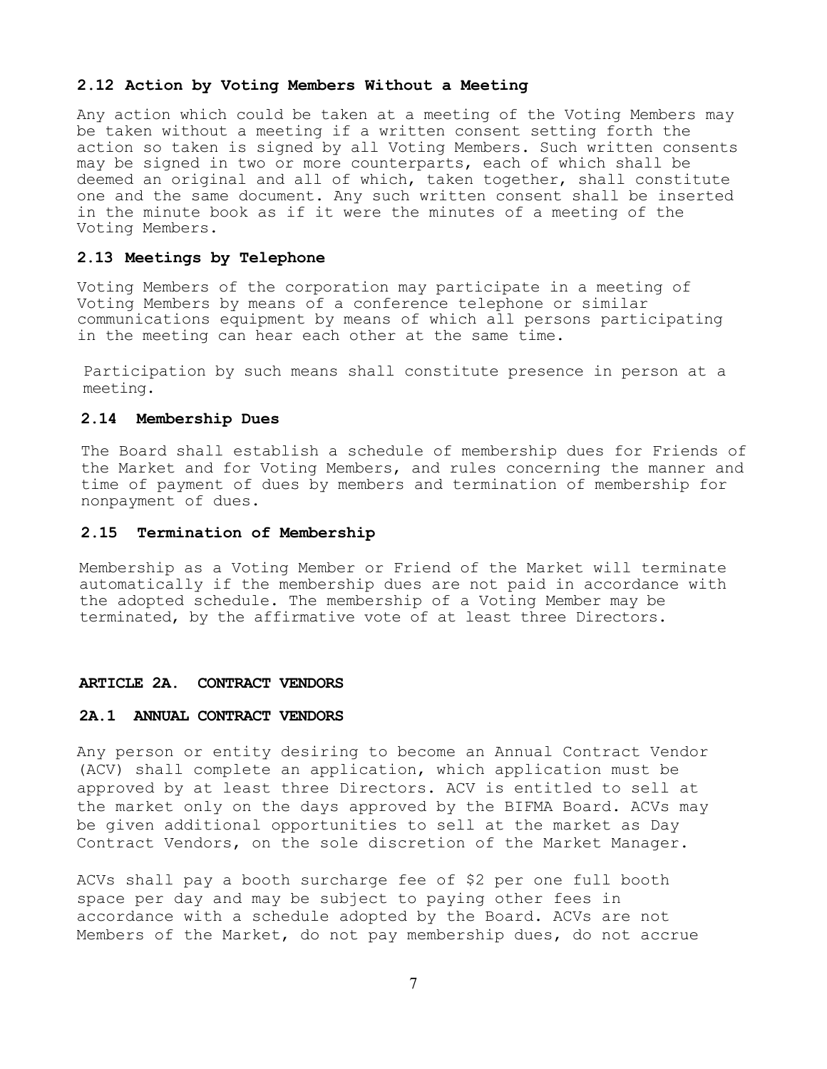### 2.12 Action by Voting Members Without a Meeting

Any action which could be taken at a meeting of the Voting Members may be taken without a meeting if a written consent setting forth the action so taken is signed by all Voting Members. Such written consents may be signed in two or more counterparts, each of which shall be deemed an original and all of which, taken together, shall constitute one and the same document. Any such written consent shall be inserted in the minute book as if it were the minutes of a meeting of the Voting Members.

### 2.13 Meetings by Telephone

Voting Members of the corporation may participate in a meeting of Voting Members by means of a conference telephone or similar communications equipment by means of which all persons participating in the meeting can hear each other at the same time.

Participation by such means shall constitute presence in person at a meeting.

### 2.14 Membership Dues

The Board shall establish a schedule of membership dues for Friends of the Market and for Voting Members, and rules concerning the manner and time of payment of dues by members and termination of membership for nonpayment of dues.

### 2.15 Termination of Membership

Membership as a Voting Member or Friend of the Market will terminate automatically if the membership dues are not paid in accordance with the adopted schedule. The membership of a Voting Member may be terminated, by the affirmative vote of at least three Directors.

## ARTICLE 2A. CONTRACT VENDORS

### 2A.1 ANNUAL CONTRACT VENDORS

Any person or entity desiring to become an Annual Contract Vendor (ACV) shall complete an application, which application must be approved by at least three Directors. ACV is entitled to sell at the market only on the days approved by the BIFMA Board. ACVs may be given additional opportunities to sell at the market as Day Contract Vendors, on the sole discretion of the Market Manager.

ACVs shall pay a booth surcharge fee of $2 per one full booth space per day and may be subject to paying other fees in accordance with a schedule adopted by the Board. ACVs are not Members of the Market, do not pay membership dues, do not accrue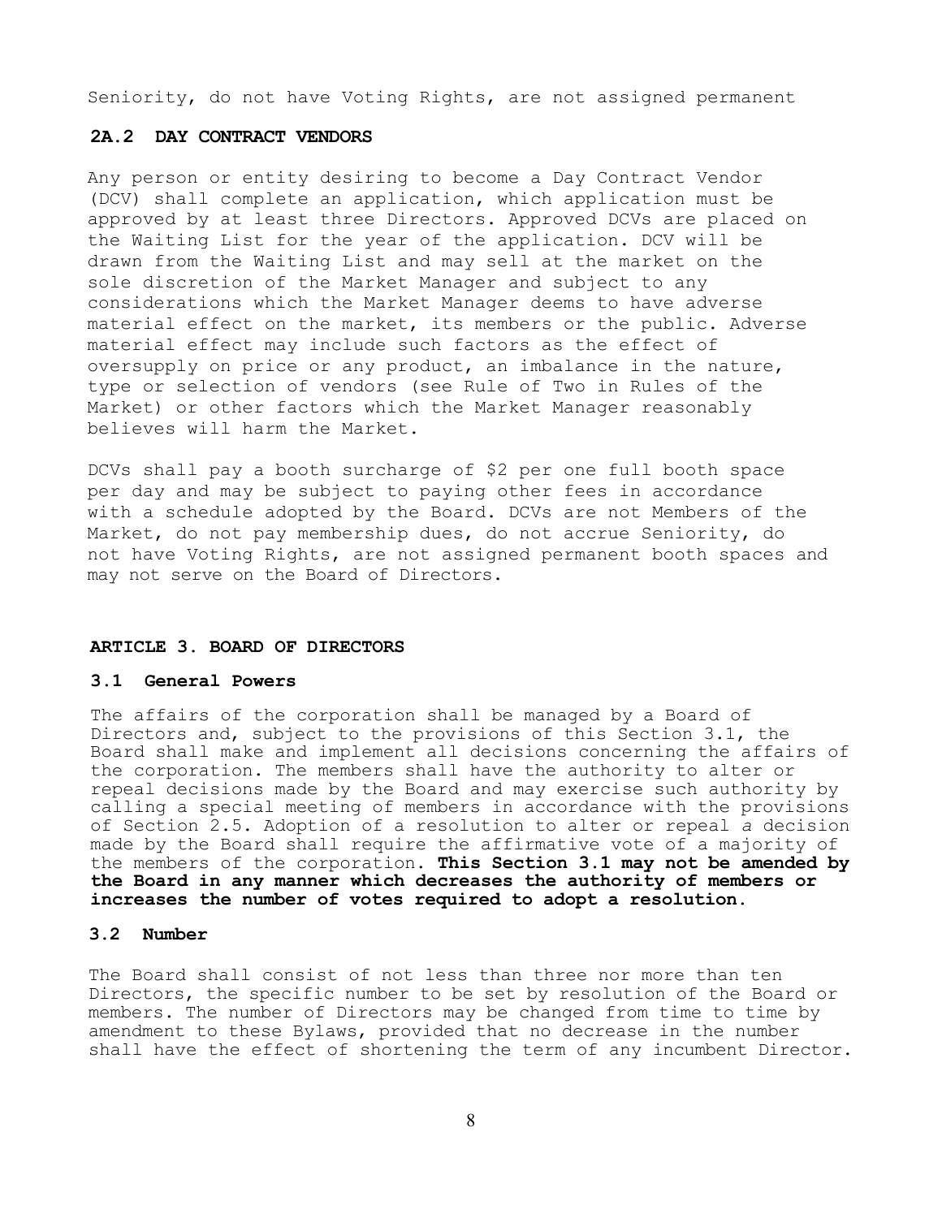Seniority, do not have Voting Rights, are not assigned permanent

### 2A.2 DAY CONTRACT VENDORS

Any person or entity desiring to become a Day Contract Vendor (DCV) shall complete an application, which application must be approved by at least three Directors. Approved DCVs are placed on the Waiting List for the year of the application. DCV will be drawn from the Waiting List and may sell at the market on the sole discretion of the Market Manager and subject to any considerations which the Market Manager deems to have adverse material effect on the market, its members or the public. Adverse material effect may include such factors as the effect of oversupply on price or any product, an imbalance in the nature, type or selection of vendors (see Rule of Two in Rules of the Market) or other factors which the Market Manager reasonably believes will harm the Market.

DCVs shall pay a booth surcharge of $2 per one full booth space per day and may be subject to paying other fees in accordance with a schedule adopted by the Board. DCVs are not Members of the Market, do not pay membership dues, do not accrue Seniority, do not have Voting Rights, are not assigned permanent booth spaces and may not serve on the Board of Directors.

## ARTICLE 3. BOARD OF DIRECTORS

### 3.1 General Powers

The affairs of the corporation shall be managed by a Board of Directors and, subject to the provisions of this Section 3.1, the Board shall make and implement all decisions concerning the affairs of the corporation. The members shall have the authority to alter or repeal decisions made by the Board and may exercise such authority by calling a special meeting of members in accordance with the provisions of Section 2.5. Adoption of a resolution to alter or repeal *a* decision made by the Board shall require the affirmative vote of a majority of the members of the corporation. **This Section 3.1 may not be amended by the Board in any manner which decreases the authority of members or increases the number of votes required to adopt a resolution.**

### 3.2 Number

The Board shall consist of not less than three nor more than ten Directors, the specific number to be set by resolution of the Board or members. The number of Directors may be changed from time to time by amendment to these Bylaws, provided that no decrease in the number shall have the effect of shortening the term of any incumbent Director.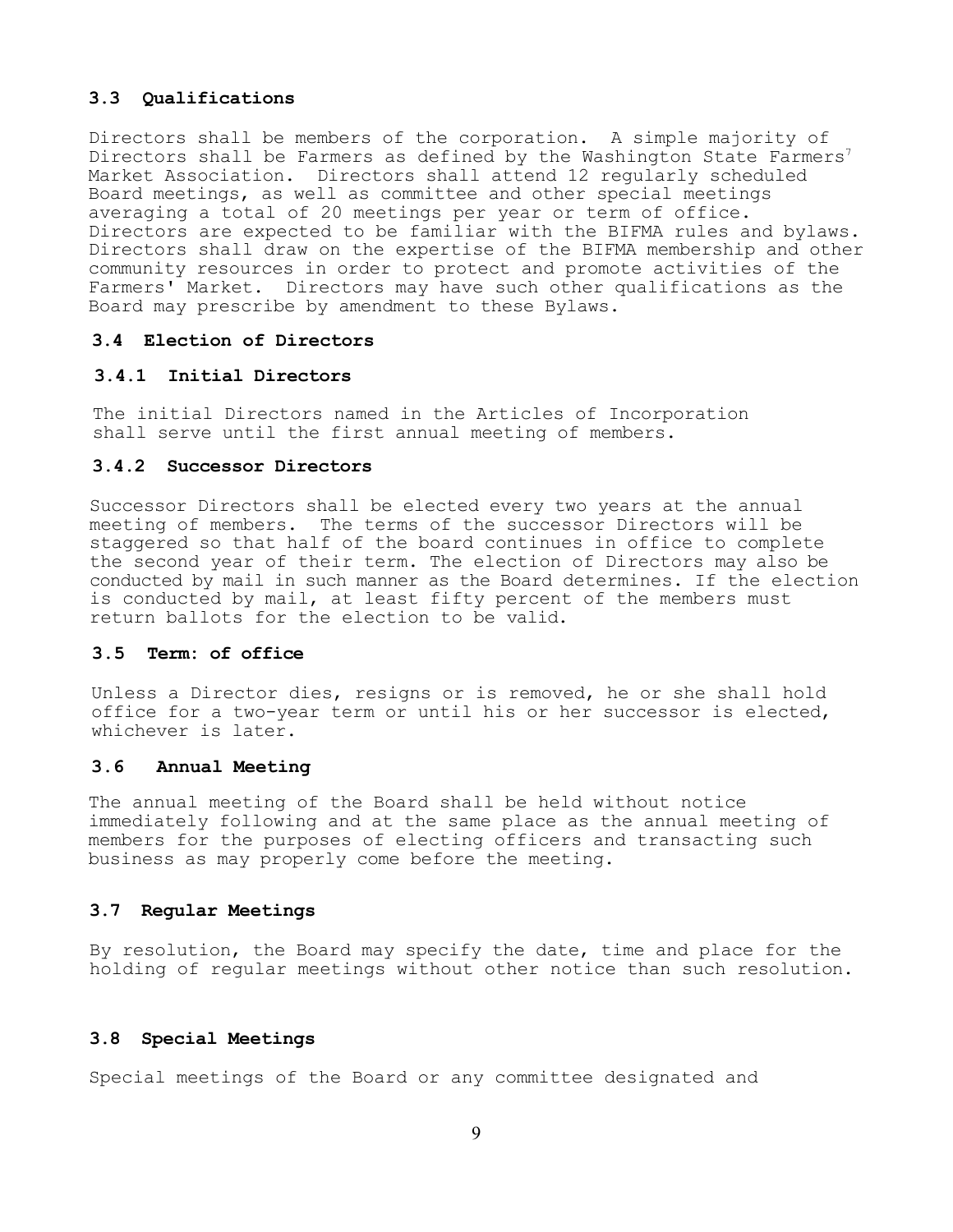### 3.3 Qualifications

Directors shall be members of the corporation. A simple majority of Directors shall be Farmers as defined by the Washington State Farmers[7] Market Association. Directors shall attend 12 regularly scheduled Board meetings, as well as committee and other special meetings averaging a total of 20 meetings per year or term of office. Directors are expected to be familiar with the BIFMA rules and bylaws. Directors shall draw on the expertise of the BIFMA membership and other community resources in order to protect and promote activities of the Farmers' Market. Directors may have such other qualifications as the Board may prescribe by amendment to these Bylaws.

### 3.4 Election of Directors

#### 3.4.1 Initial Directors

The initial Directors named in the Articles of Incorporation shall serve until the first annual meeting of members.

#### 3.4.2 Successor Directors

Successor Directors shall be elected every two years at the annual meeting of members. The terms of the successor Directors will be staggered so that half of the board continues in office to complete the second year of their term. The election of Directors may also be conducted by mail in such manner as the Board determines. If the election is conducted by mail, at least fifty percent of the members must return ballots for the election to be valid.

### 3.5 Term: of office

Unless a Director dies, resigns or is removed, he or she shall hold office for a two-year term or until his or her successor is elected, whichever is later.

### 3.6 Annual Meeting

The annual meeting of the Board shall be held without notice immediately following and at the same place as the annual meeting of members for the purposes of electing officers and transacting such business as may properly come before the meeting.

### 3.7 Regular Meetings

By resolution, the Board may specify the date, time and place for the holding of regular meetings without other notice than such resolution.

### 3.8 Special Meetings

Special meetings of the Board or any committee designated and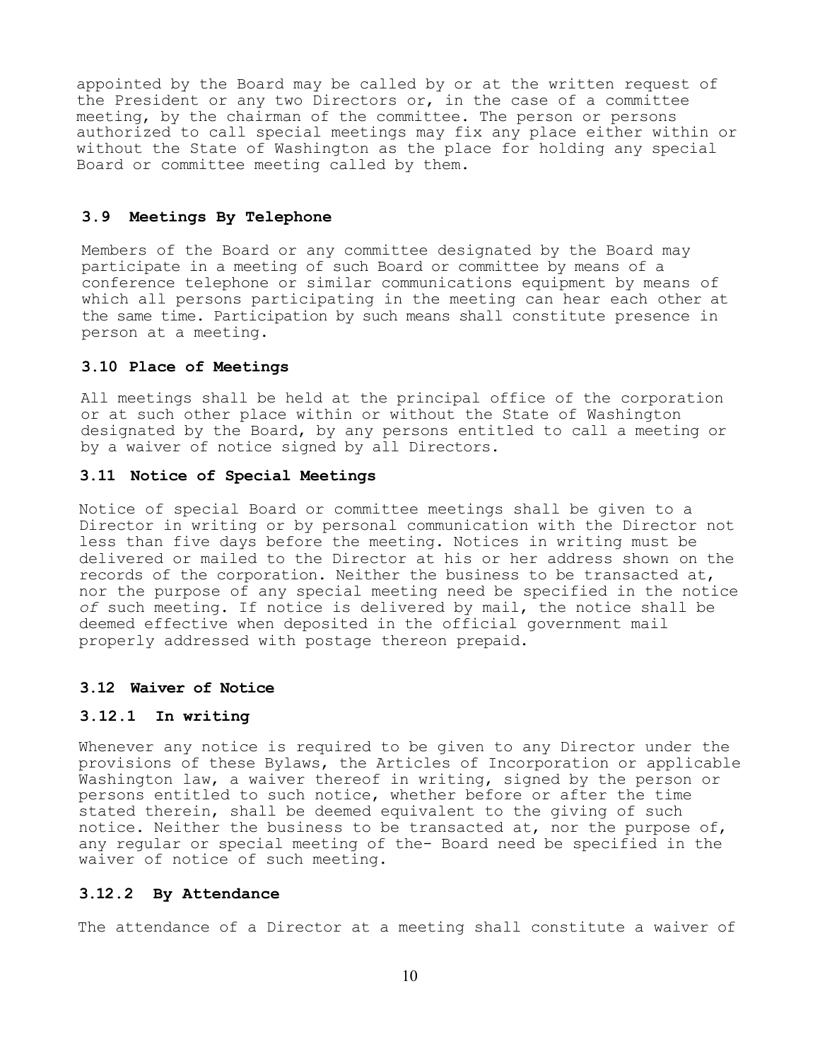appointed by the Board may be called by or at the written request of the President or any two Directors or, in the case of a committee meeting, by the chairman of the committee. The person or persons authorized to call special meetings may fix any place either within or without the State of Washington as the place for holding any special Board or committee meeting called by them.

### 3.9 Meetings By Telephone

Members of the Board or any committee designated by the Board may participate in a meeting of such Board or committee by means of a conference telephone or similar communications equipment by means of which all persons participating in the meeting can hear each other at the same time. Participation by such means shall constitute presence in person at a meeting.

### 3.10 Place of Meetings

All meetings shall be held at the principal office of the corporation or at such other place within or without the State of Washington designated by the Board, by any persons entitled to call a meeting or by a waiver of notice signed by all Directors.

### 3.11 Notice of Special Meetings

Notice of special Board or committee meetings shall be given to a Director in writing or by personal communication with the Director not less than five days before the meeting. Notices in writing must be delivered or mailed to the Director at his or her address shown on the records of the corporation. Neither the business to be transacted at, nor the purpose of any special meeting need be specified in the notice *of* such meeting. If notice is delivered by mail, the notice shall be deemed effective when deposited in the official government mail properly addressed with postage thereon prepaid.

### 3.12 Waiver of Notice

#### 3.12.1 In writing

Whenever any notice is required to be given to any Director under the provisions of these Bylaws, the Articles of Incorporation or applicable Washington law, a waiver thereof in writing, signed by the person or persons entitled to such notice, whether before or after the time stated therein, shall be deemed equivalent to the giving of such notice. Neither the business to be transacted at, nor the purpose of, any regular or special meeting of the- Board need be specified in the waiver of notice of such meeting.

#### 3.12.2 By Attendance

The attendance of a Director at a meeting shall constitute a waiver of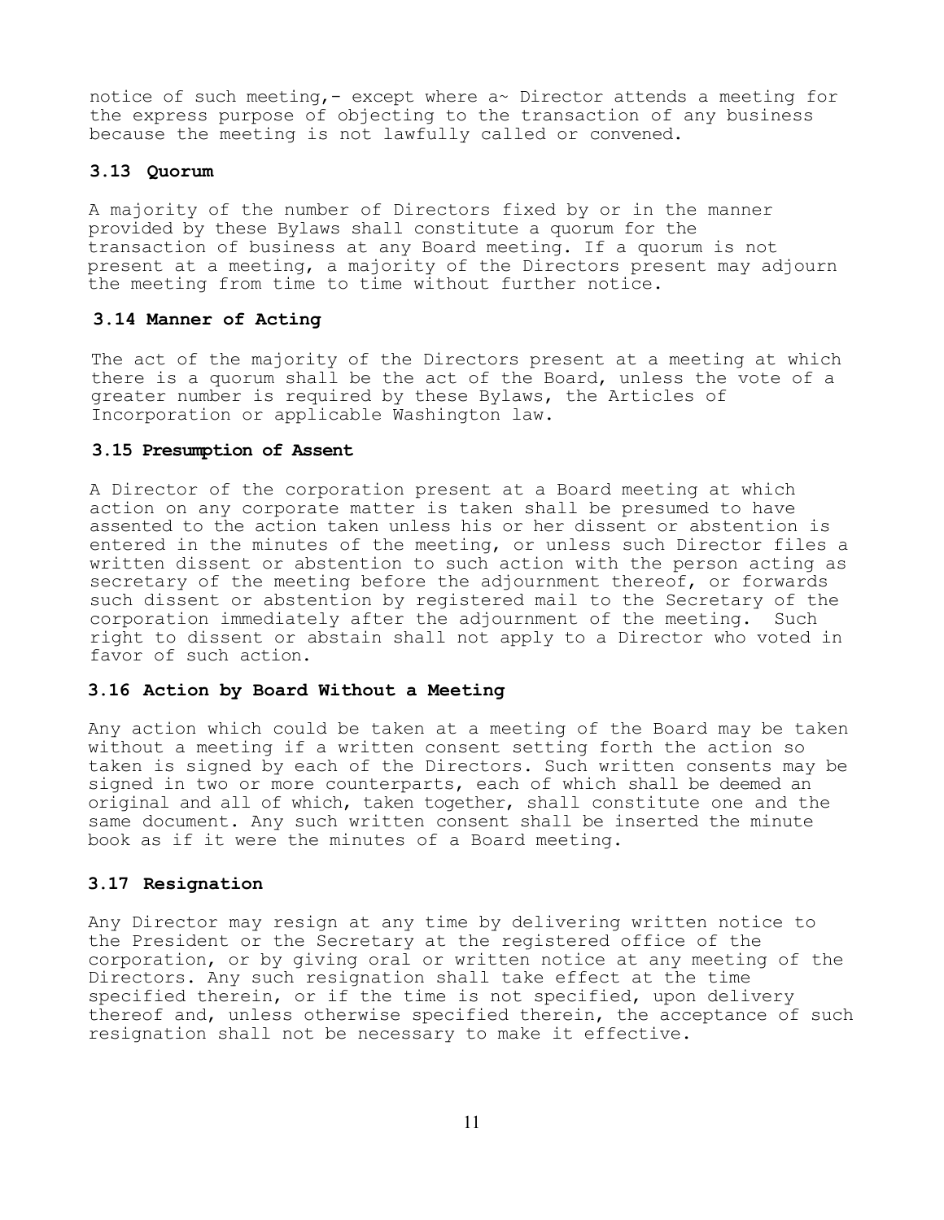notice of such meeting,- except where a~ Director attends a meeting for the express purpose of objecting to the transaction of any business because the meeting is not lawfully called or convened.

### 3.13 Quorum

A majority of the number of Directors fixed by or in the manner provided by these Bylaws shall constitute a quorum for the transaction of business at any Board meeting. If a quorum is not present at a meeting, a majority of the Directors present may adjourn the meeting from time to time without further notice.

### 3.14 Manner of Acting

The act of the majority of the Directors present at a meeting at which there is a quorum shall be the act of the Board, unless the vote of a greater number is required by these Bylaws, the Articles of Incorporation or applicable Washington law.

### 3.15 Presumption of Assent

A Director of the corporation present at a Board meeting at which action on any corporate matter is taken shall be presumed to have assented to the action taken unless his or her dissent or abstention is entered in the minutes of the meeting, or unless such Director files a written dissent or abstention to such action with the person acting as secretary of the meeting before the adjournment thereof, or forwards such dissent or abstention by registered mail to the Secretary of the corporation immediately after the adjournment of the meeting. Such right to dissent or abstain shall not apply to a Director who voted in favor of such action.

### 3.16 Action by Board Without a Meeting

Any action which could be taken at a meeting of the Board may be taken without a meeting if a written consent setting forth the action so taken is signed by each of the Directors. Such written consents may be signed in two or more counterparts, each of which shall be deemed an original and all of which, taken together, shall constitute one and the same document. Any such written consent shall be inserted the minute book as if it were the minutes of a Board meeting.

### 3.17 Resignation

Any Director may resign at any time by delivering written notice to the President or the Secretary at the registered office of the corporation, or by giving oral or written notice at any meeting of the Directors. Any such resignation shall take effect at the time specified therein, or if the time is not specified, upon delivery thereof and, unless otherwise specified therein, the acceptance of such resignation shall not be necessary to make it effective.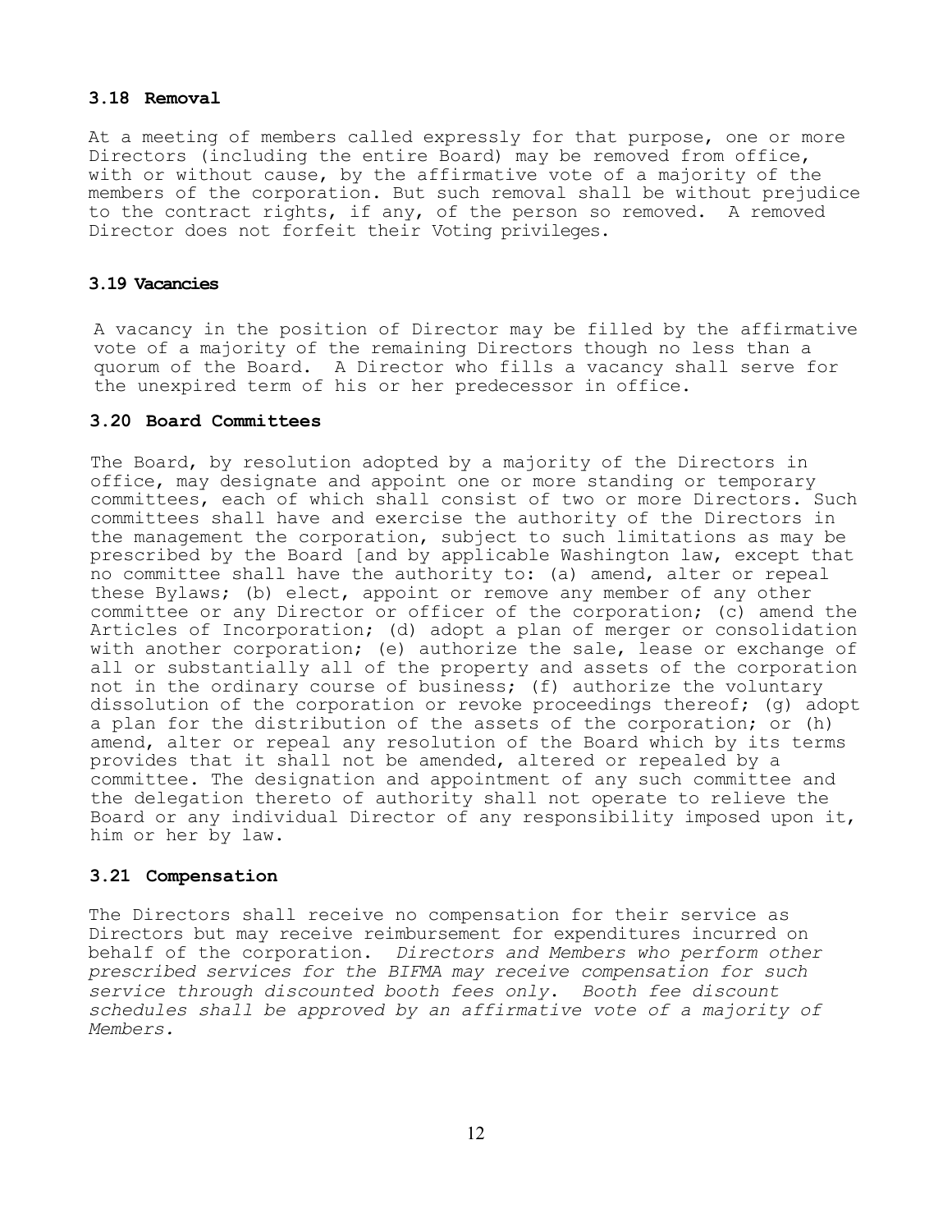### 3.18 Removal

At a meeting of members called expressly for that purpose, one or more Directors (including the entire Board) may be removed from office, with or without cause, by the affirmative vote of a majority of the members of the corporation. But such removal shall be without prejudice to the contract rights, if any, of the person so removed. A removed Director does not forfeit their Voting privileges.

### 3.19 Vacancies

A vacancy in the position of Director may be filled by the affirmative vote of a majority of the remaining Directors though no less than a quorum of the Board. A Director who fills a vacancy shall serve for the unexpired term of his or her predecessor in office.

### 3.20 Board Committees

The Board, by resolution adopted by a majority of the Directors in office, may designate and appoint one or more standing or temporary committees, each of which shall consist of two or more Directors. Such committees shall have and exercise the authority of the Directors in the management the corporation, subject to such limitations as may be prescribed by the Board [and by applicable Washington law, except that no committee shall have the authority to: (a) amend, alter or repeal these Bylaws; (b) elect, appoint or remove any member of any other committee or any Director or officer of the corporation; (c) amend the Articles of Incorporation; (d) adopt a plan of merger or consolidation with another corporation; (e) authorize the sale, lease or exchange of all or substantially all of the property and assets of the corporation not in the ordinary course of business; (f) authorize the voluntary dissolution of the corporation or revoke proceedings thereof; (g) adopt a plan for the distribution of the assets of the corporation; or (h) amend, alter or repeal any resolution of the Board which by its terms provides that it shall not be amended, altered or repealed by a committee. The designation and appointment of any such committee and the delegation thereto of authority shall not operate to relieve the Board or any individual Director of any responsibility imposed upon it, him or her by law.

### 3.21 Compensation

The Directors shall receive no compensation for their service as Directors but may receive reimbursement for expenditures incurred on behalf of the corporation. *Directors and Members who perform other prescribed services for the BIFMA may receive compensation for such service through discounted booth fees only. Booth fee discount schedules shall be approved by an affirmative vote of a majority of Members.*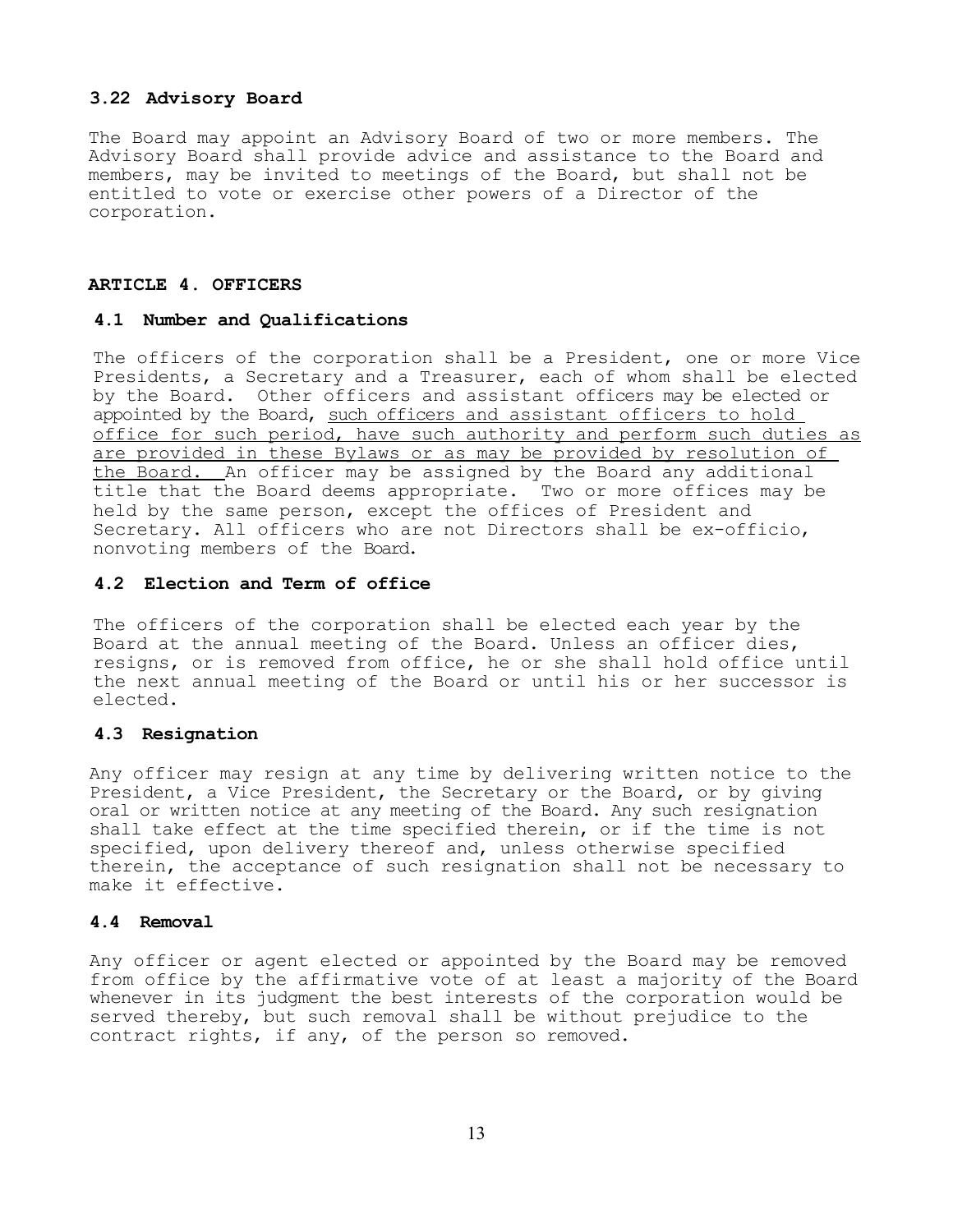### 3.22 Advisory Board

The Board may appoint an Advisory Board of two or more members. The Advisory Board shall provide advice and assistance to the Board and members, may be invited to meetings of the Board, but shall not be entitled to vote or exercise other powers of a Director of the corporation.

## ARTICLE 4. OFFICERS

### 4.1 Number and Qualifications

The officers of the corporation shall be a President, one or more Vice Presidents, a Secretary and a Treasurer, each of whom shall be elected by the Board. Other officers and assistant officers may be elected or appointed by the Board, <u>such officers and assistant officers to hold office for such period, have such authority and perform such duties as are provided in these Bylaws or as may be provided by resolution of the Board.</u> An officer may be assigned by the Board any additional title that the Board deems appropriate. Two or more offices may be held by the same person, except the offices of President and Secretary. All officers who are not Directors shall be ex-officio, nonvoting members of the Board.

### 4.2 Election and Term of office

The officers of the corporation shall be elected each year by the Board at the annual meeting of the Board. Unless an officer dies, resigns, or is removed from office, he or she shall hold office until the next annual meeting of the Board or until his or her successor is elected.

### 4.3 Resignation

Any officer may resign at any time by delivering written notice to the President, a Vice President, the Secretary or the Board, or by giving oral or written notice at any meeting of the Board. Any such resignation shall take effect at the time specified therein, or if the time is not specified, upon delivery thereof and, unless otherwise specified therein, the acceptance of such resignation shall not be necessary to make it effective.

### 4.4 Removal

Any officer or agent elected or appointed by the Board may be removed from office by the affirmative vote of at least a majority of the Board whenever in its judgment the best interests of the corporation would be served thereby, but such removal shall be without prejudice to the contract rights, if any, of the person so removed.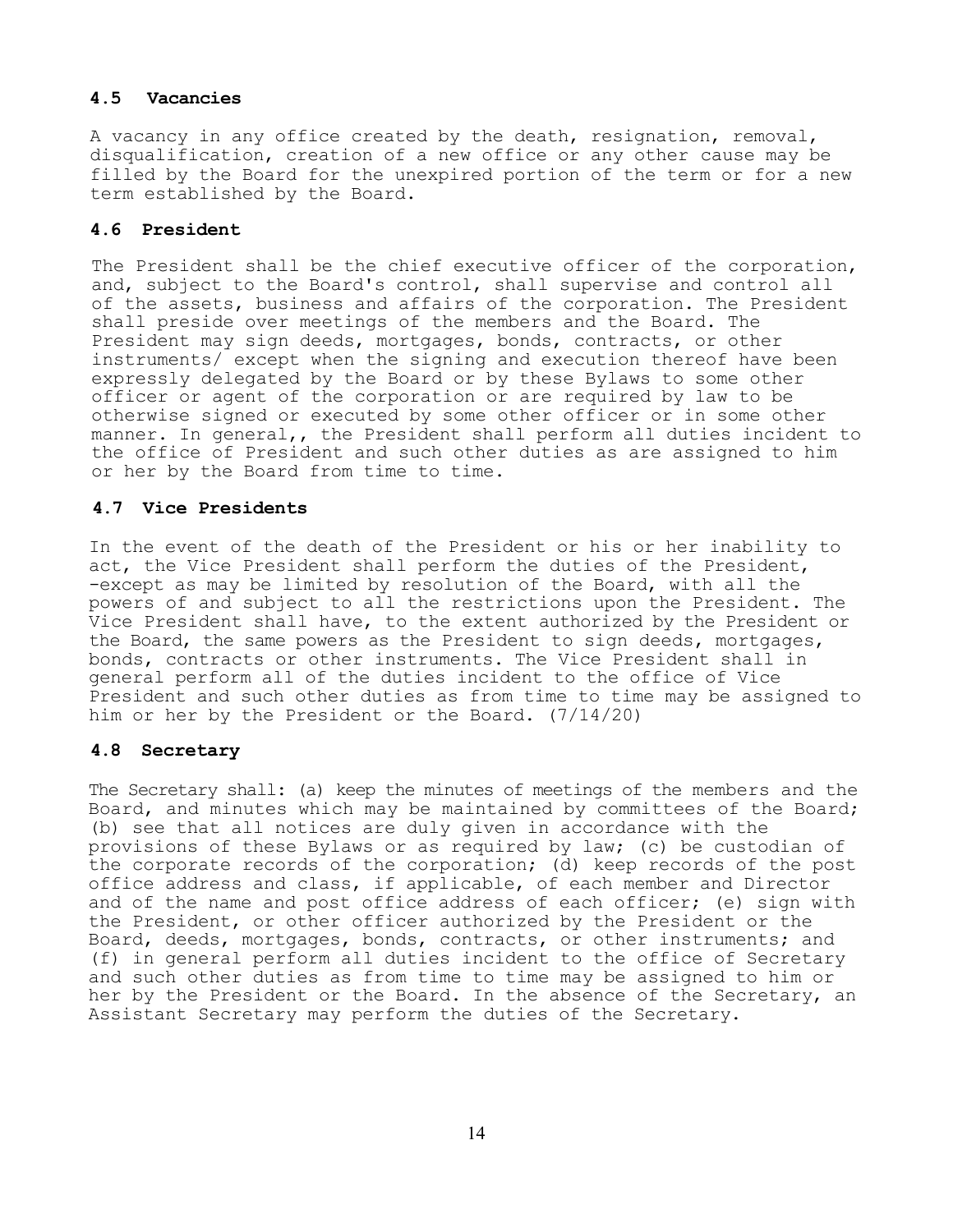### 4.5 Vacancies

A vacancy in any office created by the death, resignation, removal, disqualification, creation of a new office or any other cause may be filled by the Board for the unexpired portion of the term or for a new term established by the Board.

### 4.6 President

The President shall be the chief executive officer of the corporation, and, subject to the Board's control, shall supervise and control all of the assets, business and affairs of the corporation. The President shall preside over meetings of the members and the Board. The President may sign deeds, mortgages, bonds, contracts, or other instruments/ except when the signing and execution thereof have been expressly delegated by the Board or by these Bylaws to some other officer or agent of the corporation or are required by law to be otherwise signed or executed by some other officer or in some other manner. In general,, the President shall perform all duties incident to the office of President and such other duties as are assigned to him or her by the Board from time to time.

### 4.7 Vice Presidents

In the event of the death of the President or his or her inability to act, the Vice President shall perform the duties of the President, -except as may be limited by resolution of the Board, with all the powers of and subject to all the restrictions upon the President. The Vice President shall have, to the extent authorized by the President or the Board, the same powers as the President to sign deeds, mortgages, bonds, contracts or other instruments. The Vice President shall in general perform all of the duties incident to the office of Vice President and such other duties as from time to time may be assigned to him or her by the President or the Board. (7/14/20)

### 4.8 Secretary

The Secretary shall: (a) keep the minutes of meetings of the members and the Board, and minutes which may be maintained by committees of the Board; (b) see that all notices are duly given in accordance with the provisions of these Bylaws or as required by law; (c) be custodian of the corporate records of the corporation; (d) keep records of the post office address and class, if applicable, of each member and Director and of the name and post office address of each officer; (e) sign with the President, or other officer authorized by the President or the Board, deeds, mortgages, bonds, contracts, or other instruments; and (f) in general perform all duties incident to the office of Secretary and such other duties as from time to time may be assigned to him or her by the President or the Board. In the absence of the Secretary, an Assistant Secretary may perform the duties of the Secretary.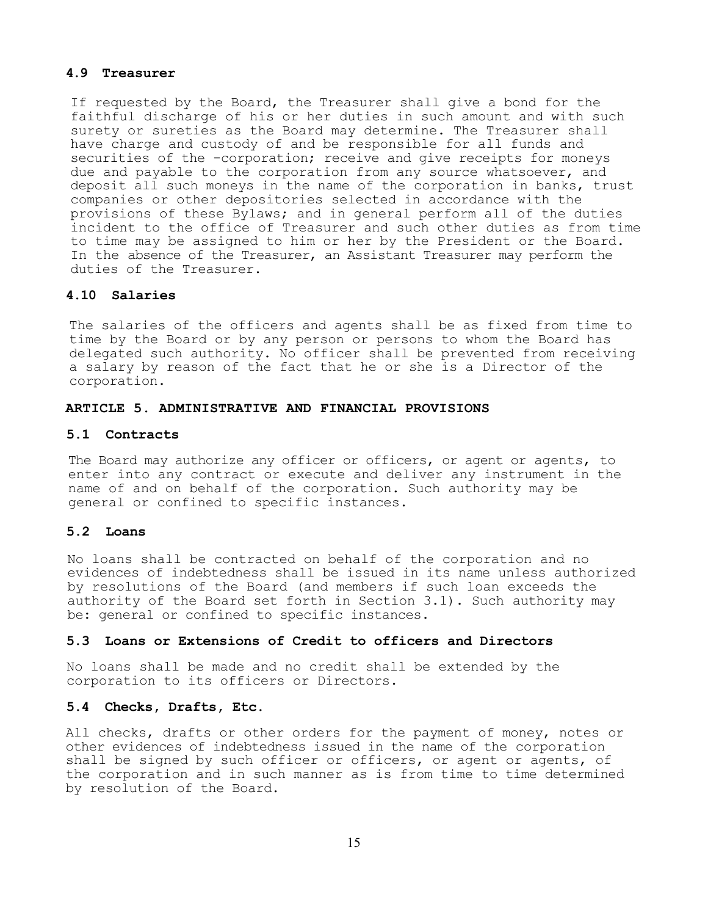### 4.9 Treasurer

If requested by the Board, the Treasurer shall give a bond for the faithful discharge of his or her duties in such amount and with such surety or sureties as the Board may determine. The Treasurer shall have charge and custody of and be responsible for all funds and securities of the -corporation; receive and give receipts for moneys due and payable to the corporation from any source whatsoever, and deposit all such moneys in the name of the corporation in banks, trust companies or other depositories selected in accordance with the provisions of these Bylaws; and in general perform all of the duties incident to the office of Treasurer and such other duties as from time to time may be assigned to him or her by the President or the Board. In the absence of the Treasurer, an Assistant Treasurer may perform the duties of the Treasurer.

### 4.10 Salaries

The salaries of the officers and agents shall be as fixed from time to time by the Board or by any person or persons to whom the Board has delegated such authority. No officer shall be prevented from receiving a salary by reason of the fact that he or she is a Director of the corporation.

## ARTICLE 5. ADMINISTRATIVE AND FINANCIAL PROVISIONS

### 5.1 Contracts

The Board may authorize any officer or officers, or agent or agents, to enter into any contract or execute and deliver any instrument in the name of and on behalf of the corporation. Such authority may be general or confined to specific instances.

### 5.2 Loans

No loans shall be contracted on behalf of the corporation and no evidences of indebtedness shall be issued in its name unless authorized by resolutions of the Board (and members if such loan exceeds the authority of the Board set forth in Section 3.1). Such authority may be: general or confined to specific instances.

### 5.3 Loans or Extensions of Credit to officers and Directors

No loans shall be made and no credit shall be extended by the corporation to its officers or Directors.

### 5.4 Checks, Drafts, Etc.

All checks, drafts or other orders for the payment of money, notes or other evidences of indebtedness issued in the name of the corporation shall be signed by such officer or officers, or agent or agents, of the corporation and in such manner as is from time to time determined by resolution of the Board.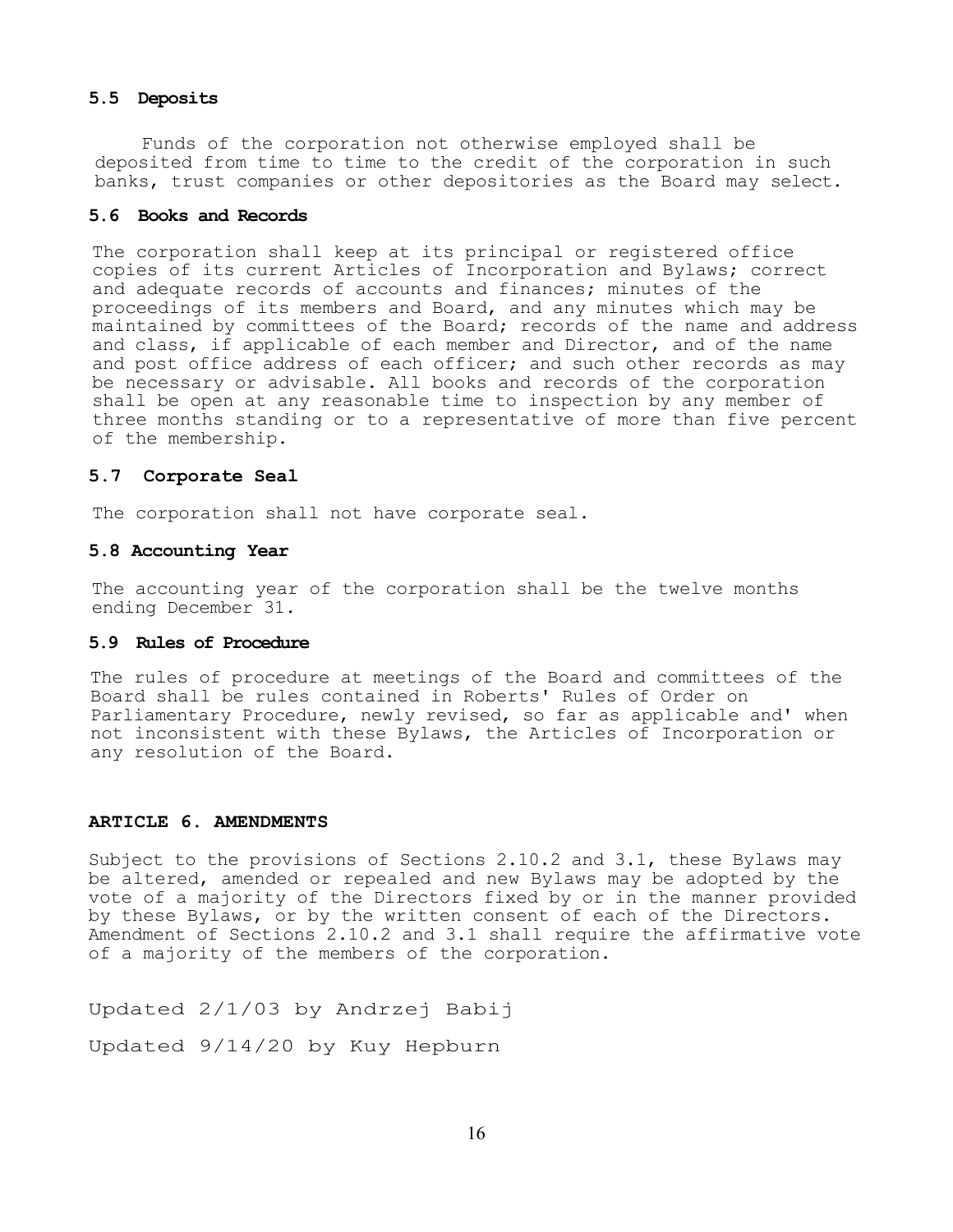### 5.5 Deposits

Funds of the corporation not otherwise employed shall be deposited from time to time to the credit of the corporation in such banks, trust companies or other depositories as the Board may select.

### 5.6 Books and Records

The corporation shall keep at its principal or registered office copies of its current Articles of Incorporation and Bylaws; correct and adequate records of accounts and finances; minutes of the proceedings of its members and Board, and any minutes which may be maintained by committees of the Board; records of the name and address and class, if applicable of each member and Director, and of the name and post office address of each officer; and such other records as may be necessary or advisable. All books and records of the corporation shall be open at any reasonable time to inspection by any member of three months standing or to a representative of more than five percent of the membership.

### 5.7 Corporate Seal

The corporation shall not have corporate seal.

### 5.8 Accounting Year

The accounting year of the corporation shall be the twelve months ending December 31.

### 5.9 Rules of Procedure

The rules of procedure at meetings of the Board and committees of the Board shall be rules contained in Roberts' Rules of Order on Parliamentary Procedure, newly revised, so far as applicable and' when not inconsistent with these Bylaws, the Articles of Incorporation or any resolution of the Board.

## ARTICLE 6. AMENDMENTS

Subject to the provisions of Sections 2.10.2 and 3.1, these Bylaws may be altered, amended or repealed and new Bylaws may be adopted by the vote of a majority of the Directors fixed by or in the manner provided by these Bylaws, or by the written consent of each of the Directors. Amendment of Sections 2.10.2 and 3.1 shall require the affirmative vote of a majority of the members of the corporation.

Updated 2/1/03 by Andrzej Babij

Updated 9/14/20 by Kuy Hepburn